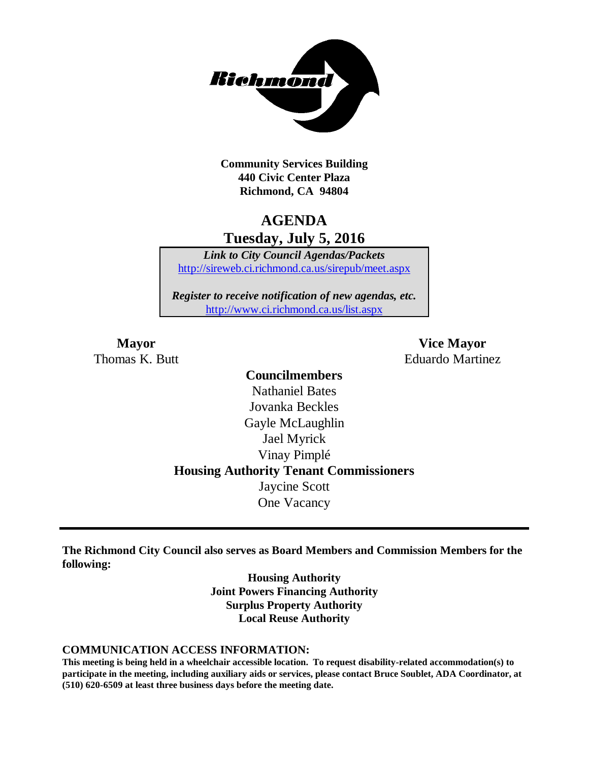**Community Services Building**
**440 Civic Center Plaza**
**Richmond, CA 94804**

# AGENDA
## Tuesday, July 5, 2016

***Link to City Council Agendas/Packets***
http://sireweb.ci.richmond.ca.us/sirepub/meet.aspx

***Register to receive notification of new agendas, etc.***
http://www.ci.richmond.ca.us/list.aspx

**Mayor**
Thomas K. Butt

**Vice Mayor**
Eduardo Martinez

**Councilmembers**
Nathaniel Bates
Jovanka Beckles
Gayle McLaughlin
Jael Myrick
Vinay Pimplé

**Housing Authority Tenant Commissioners**
Jaycine Scott
One Vacancy

---

**The Richmond City Council also serves as Board Members and Commission Members for the following:**

**Housing Authority**
**Joint Powers Financing Authority**
**Surplus Property Authority**
**Local Reuse Authority**

**COMMUNICATION ACCESS INFORMATION:**
**This meeting is being held in a wheelchair accessible location. To request disability-related accommodation(s) to participate in the meeting, including auxiliary aids or services, please contact Bruce Soublet, ADA Coordinator, at (510) 620-6509 at least three business days before the meeting date.**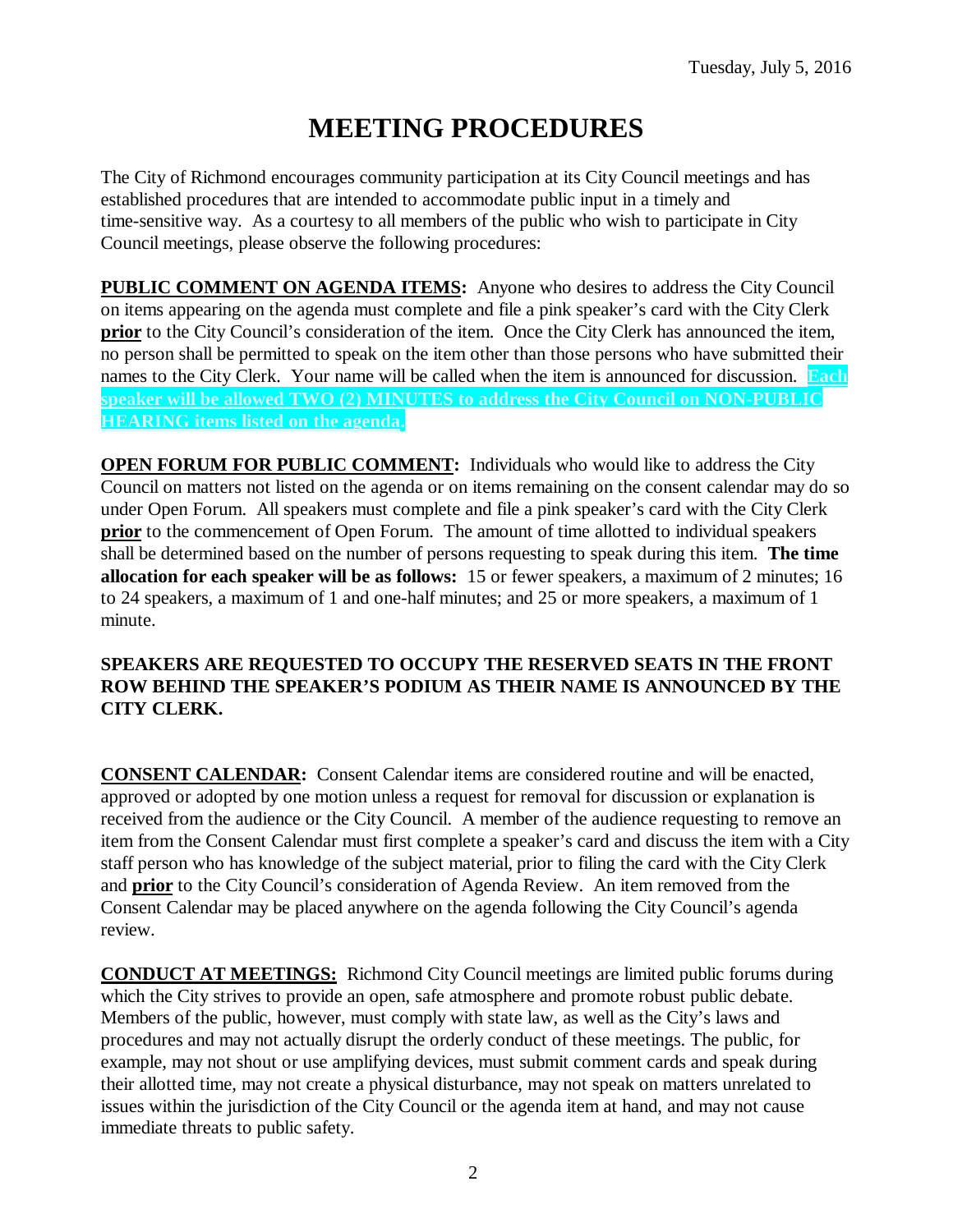Tuesday, July 5, 2016

# MEETING PROCEDURES

The City of Richmond encourages community participation at its City Council meetings and has established procedures that are intended to accommodate public input in a timely and time-sensitive way. As a courtesy to all members of the public who wish to participate in City Council meetings, please observe the following procedures:

**PUBLIC COMMENT ON AGENDA ITEMS:** Anyone who desires to address the City Council on items appearing on the agenda must complete and file a pink speaker's card with the City Clerk **prior** to the City Council's consideration of the item. Once the City Clerk has announced the item, no person shall be permitted to speak on the item other than those persons who have submitted their names to the City Clerk. Your name will be called when the item is announced for discussion. **Each speaker will be allowed TWO (2) MINUTES to address the City Council on NON-PUBLIC HEARING items listed on the agenda.**

**OPEN FORUM FOR PUBLIC COMMENT:** Individuals who would like to address the City Council on matters not listed on the agenda or on items remaining on the consent calendar may do so under Open Forum. All speakers must complete and file a pink speaker's card with the City Clerk **prior** to the commencement of Open Forum. The amount of time allotted to individual speakers shall be determined based on the number of persons requesting to speak during this item. **The time allocation for each speaker will be as follows:** 15 or fewer speakers, a maximum of 2 minutes; 16 to 24 speakers, a maximum of 1 and one-half minutes; and 25 or more speakers, a maximum of 1 minute.

**SPEAKERS ARE REQUESTED TO OCCUPY THE RESERVED SEATS IN THE FRONT ROW BEHIND THE SPEAKER'S PODIUM AS THEIR NAME IS ANNOUNCED BY THE CITY CLERK.**

**CONSENT CALENDAR:** Consent Calendar items are considered routine and will be enacted, approved or adopted by one motion unless a request for removal for discussion or explanation is received from the audience or the City Council. A member of the audience requesting to remove an item from the Consent Calendar must first complete a speaker's card and discuss the item with a City staff person who has knowledge of the subject material, prior to filing the card with the City Clerk and **prior** to the City Council's consideration of Agenda Review. An item removed from the Consent Calendar may be placed anywhere on the agenda following the City Council's agenda review.

**CONDUCT AT MEETINGS:** Richmond City Council meetings are limited public forums during which the City strives to provide an open, safe atmosphere and promote robust public debate. Members of the public, however, must comply with state law, as well as the City's laws and procedures and may not actually disrupt the orderly conduct of these meetings. The public, for example, may not shout or use amplifying devices, must submit comment cards and speak during their allotted time, may not create a physical disturbance, may not speak on matters unrelated to issues within the jurisdiction of the City Council or the agenda item at hand, and may not cause immediate threats to public safety.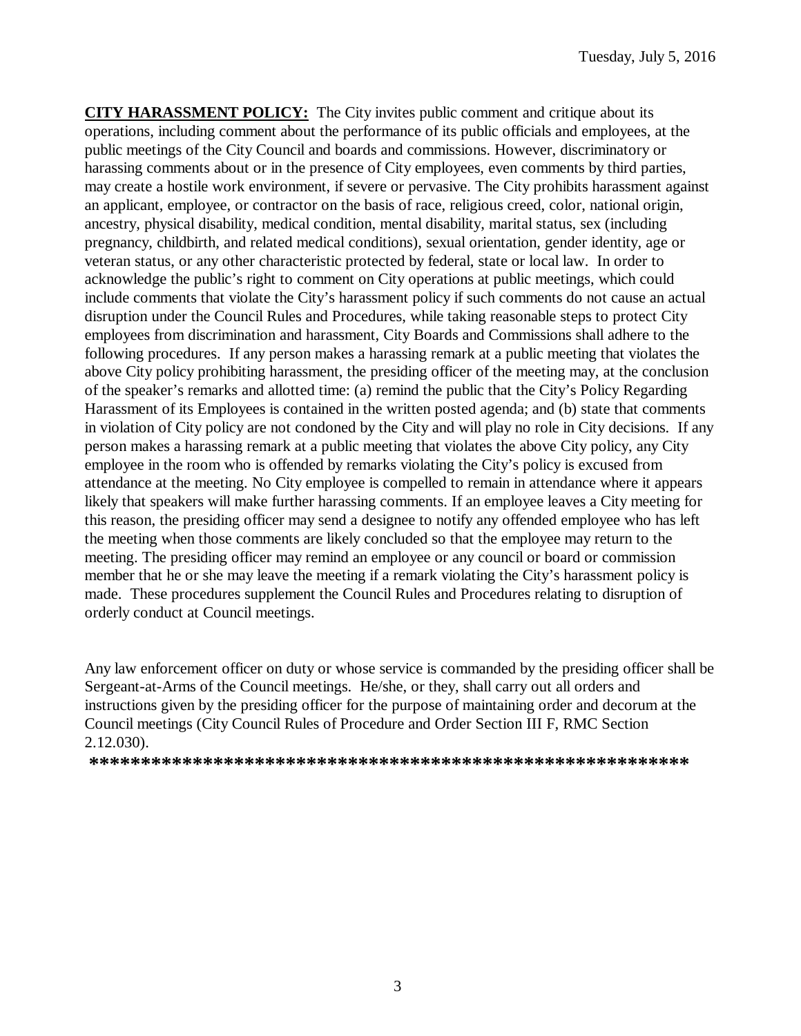**CITY HARASSMENT POLICY:** The City invites public comment and critique about its operations, including comment about the performance of its public officials and employees, at the public meetings of the City Council and boards and commissions. However, discriminatory or harassing comments about or in the presence of City employees, even comments by third parties, may create a hostile work environment, if severe or pervasive. The City prohibits harassment against an applicant, employee, or contractor on the basis of race, religious creed, color, national origin, ancestry, physical disability, medical condition, mental disability, marital status, sex (including pregnancy, childbirth, and related medical conditions), sexual orientation, gender identity, age or veteran status, or any other characteristic protected by federal, state or local law. In order to acknowledge the public's right to comment on City operations at public meetings, which could include comments that violate the City's harassment policy if such comments do not cause an actual disruption under the Council Rules and Procedures, while taking reasonable steps to protect City employees from discrimination and harassment, City Boards and Commissions shall adhere to the following procedures. If any person makes a harassing remark at a public meeting that violates the above City policy prohibiting harassment, the presiding officer of the meeting may, at the conclusion of the speaker's remarks and allotted time: (a) remind the public that the City's Policy Regarding Harassment of its Employees is contained in the written posted agenda; and (b) state that comments in violation of City policy are not condoned by the City and will play no role in City decisions. If any person makes a harassing remark at a public meeting that violates the above City policy, any City employee in the room who is offended by remarks violating the City's policy is excused from attendance at the meeting. No City employee is compelled to remain in attendance where it appears likely that speakers will make further harassing comments. If an employee leaves a City meeting for this reason, the presiding officer may send a designee to notify any offended employee who has left the meeting when those comments are likely concluded so that the employee may return to the meeting. The presiding officer may remind an employee or any council or board or commission member that he or she may leave the meeting if a remark violating the City's harassment policy is made. These procedures supplement the Council Rules and Procedures relating to disruption of orderly conduct at Council meetings.

Any law enforcement officer on duty or whose service is commanded by the presiding officer shall be Sergeant-at-Arms of the Council meetings. He/she, or they, shall carry out all orders and instructions given by the presiding officer for the purpose of maintaining order and decorum at the Council meetings (City Council Rules of Procedure and Order Section III F, RMC Section 2.12.030).

**\*\*\*\*\*\*\*\*\*\*\*\*\*\*\*\*\*\*\*\*\*\*\*\*\*\*\*\*\*\*\*\*\*\*\*\*\*\*\*\*\*\*\*\*\*\*\*\*\*\*\*\*\*\*\*\*\*\*\*\*\*\*\***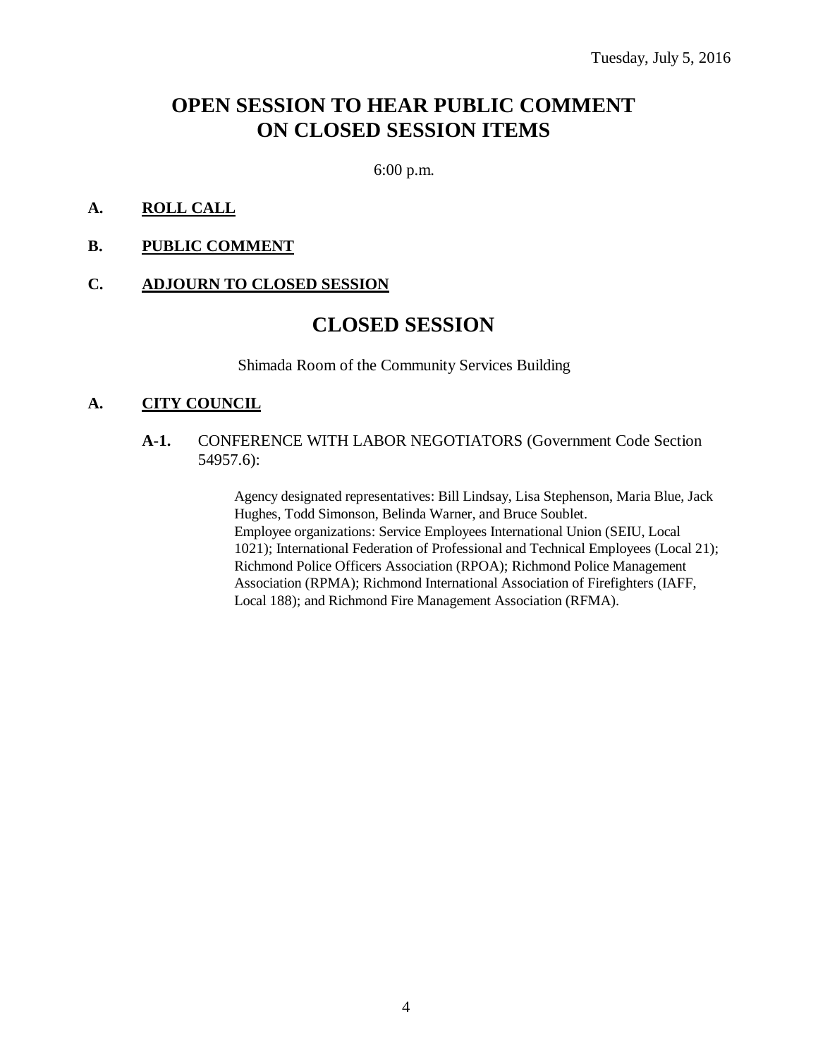Tuesday, July 5, 2016

# OPEN SESSION TO HEAR PUBLIC COMMENT ON CLOSED SESSION ITEMS

6:00 p.m.

**A. ROLL CALL**

**B. PUBLIC COMMENT**

**C. ADJOURN TO CLOSED SESSION**

# CLOSED SESSION

Shimada Room of the Community Services Building

**A. CITY COUNCIL**

**A-1.** CONFERENCE WITH LABOR NEGOTIATORS (Government Code Section 54957.6):

Agency designated representatives: Bill Lindsay, Lisa Stephenson, Maria Blue, Jack Hughes, Todd Simonson, Belinda Warner, and Bruce Soublet.
Employee organizations: Service Employees International Union (SEIU, Local 1021); International Federation of Professional and Technical Employees (Local 21); Richmond Police Officers Association (RPOA); Richmond Police Management Association (RPMA); Richmond International Association of Firefighters (IAFF, Local 188); and Richmond Fire Management Association (RFMA).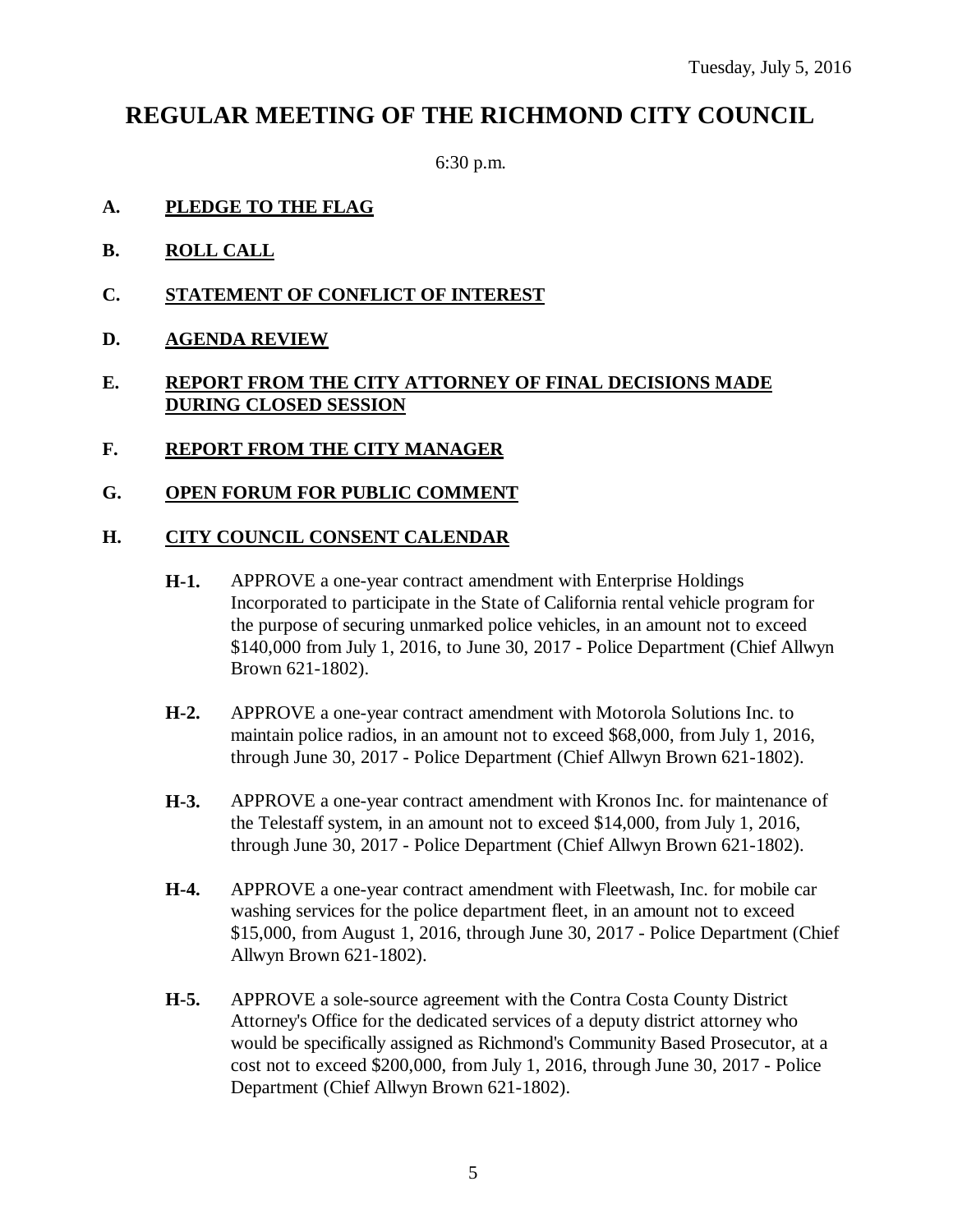Tuesday, July 5, 2016

# REGULAR MEETING OF THE RICHMOND CITY COUNCIL

6:30 p.m.

**A. PLEDGE TO THE FLAG**

**B. ROLL CALL**

**C. STATEMENT OF CONFLICT OF INTEREST**

**D. AGENDA REVIEW**

**E. REPORT FROM THE CITY ATTORNEY OF FINAL DECISIONS MADE DURING CLOSED SESSION**

**F. REPORT FROM THE CITY MANAGER**

**G. OPEN FORUM FOR PUBLIC COMMENT**

**H. CITY COUNCIL CONSENT CALENDAR**

**H-1.** APPROVE a one-year contract amendment with Enterprise Holdings Incorporated to participate in the State of California rental vehicle program for the purpose of securing unmarked police vehicles, in an amount not to exceed $140,000 from July 1, 2016, to June 30, 2017 - Police Department (Chief Allwyn Brown 621-1802).

**H-2.** APPROVE a one-year contract amendment with Motorola Solutions Inc. to maintain police radios, in an amount not to exceed $68,000, from July 1, 2016, through June 30, 2017 - Police Department (Chief Allwyn Brown 621-1802).

**H-3.** APPROVE a one-year contract amendment with Kronos Inc. for maintenance of the Telestaff system, in an amount not to exceed $14,000, from July 1, 2016, through June 30, 2017 - Police Department (Chief Allwyn Brown 621-1802).

**H-4.** APPROVE a one-year contract amendment with Fleetwash, Inc. for mobile car washing services for the police department fleet, in an amount not to exceed $15,000, from August 1, 2016, through June 30, 2017 - Police Department (Chief Allwyn Brown 621-1802).

**H-5.** APPROVE a sole-source agreement with the Contra Costa County District Attorney's Office for the dedicated services of a deputy district attorney who would be specifically assigned as Richmond's Community Based Prosecutor, at a cost not to exceed $200,000, from July 1, 2016, through June 30, 2017 - Police Department (Chief Allwyn Brown 621-1802).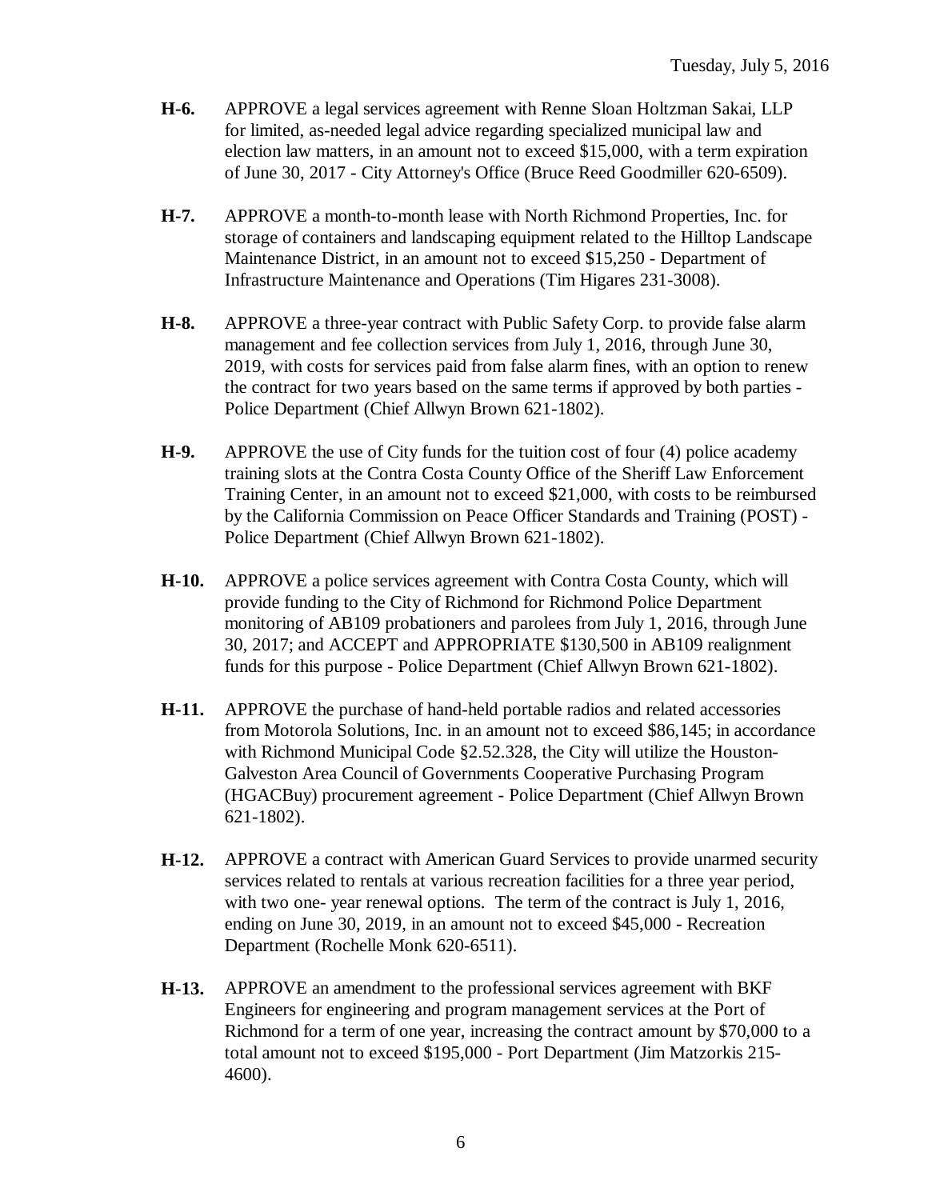**H-6.** APPROVE a legal services agreement with Renne Sloan Holtzman Sakai, LLP for limited, as-needed legal advice regarding specialized municipal law and election law matters, in an amount not to exceed $15,000, with a term expiration of June 30, 2017 - City Attorney's Office (Bruce Reed Goodmiller 620-6509).

**H-7.** APPROVE a month-to-month lease with North Richmond Properties, Inc. for storage of containers and landscaping equipment related to the Hilltop Landscape Maintenance District, in an amount not to exceed $15,250 - Department of Infrastructure Maintenance and Operations (Tim Higares 231-3008).

**H-8.** APPROVE a three-year contract with Public Safety Corp. to provide false alarm management and fee collection services from July 1, 2016, through June 30, 2019, with costs for services paid from false alarm fines, with an option to renew the contract for two years based on the same terms if approved by both parties - Police Department (Chief Allwyn Brown 621-1802).

**H-9.** APPROVE the use of City funds for the tuition cost of four (4) police academy training slots at the Contra Costa County Office of the Sheriff Law Enforcement Training Center, in an amount not to exceed $21,000, with costs to be reimbursed by the California Commission on Peace Officer Standards and Training (POST) - Police Department (Chief Allwyn Brown 621-1802).

**H-10.** APPROVE a police services agreement with Contra Costa County, which will provide funding to the City of Richmond for Richmond Police Department monitoring of AB109 probationers and parolees from July 1, 2016, through June 30, 2017; and ACCEPT and APPROPRIATE $130,500 in AB109 realignment funds for this purpose - Police Department (Chief Allwyn Brown 621-1802).

**H-11.** APPROVE the purchase of hand-held portable radios and related accessories from Motorola Solutions, Inc. in an amount not to exceed $86,145; in accordance with Richmond Municipal Code §2.52.328, the City will utilize the Houston-Galveston Area Council of Governments Cooperative Purchasing Program (HGACBuy) procurement agreement - Police Department (Chief Allwyn Brown 621-1802).

**H-12.** APPROVE a contract with American Guard Services to provide unarmed security services related to rentals at various recreation facilities for a three year period, with two one- year renewal options. The term of the contract is July 1, 2016, ending on June 30, 2019, in an amount not to exceed $45,000 - Recreation Department (Rochelle Monk 620-6511).

**H-13.** APPROVE an amendment to the professional services agreement with BKF Engineers for engineering and program management services at the Port of Richmond for a term of one year, increasing the contract amount by $70,000 to a total amount not to exceed $195,000 - Port Department (Jim Matzorkis 215-4600).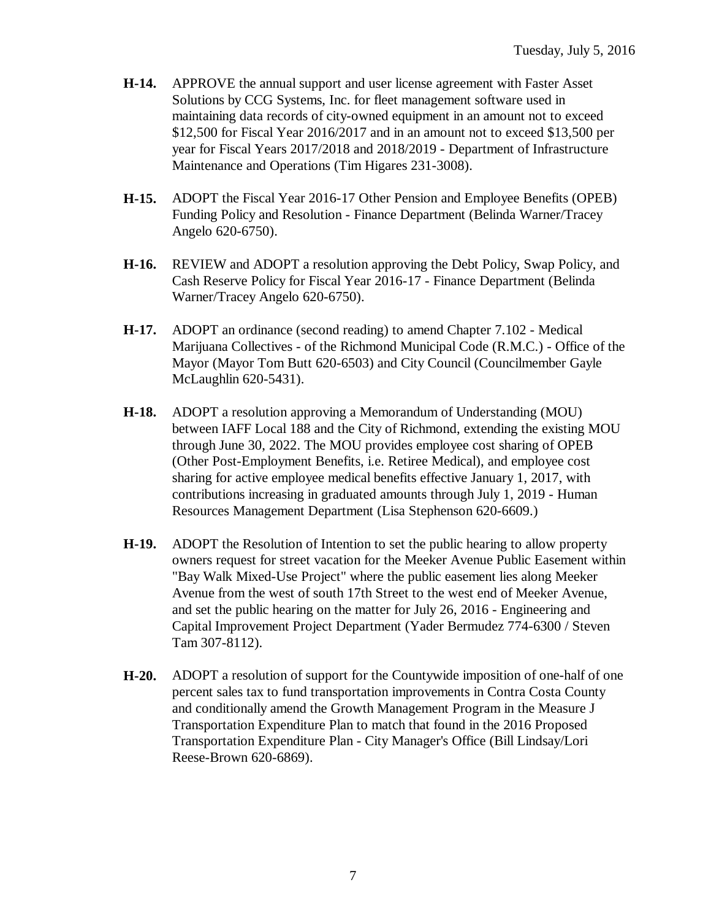- **H-14.** APPROVE the annual support and user license agreement with Faster Asset Solutions by CCG Systems, Inc. for fleet management software used in maintaining data records of city-owned equipment in an amount not to exceed $12,500 for Fiscal Year 2016/2017 and in an amount not to exceed $13,500 per year for Fiscal Years 2017/2018 and 2018/2019 - Department of Infrastructure Maintenance and Operations (Tim Higares 231-3008).

- **H-15.** ADOPT the Fiscal Year 2016-17 Other Pension and Employee Benefits (OPEB) Funding Policy and Resolution - Finance Department (Belinda Warner/Tracey Angelo 620-6750).

- **H-16.** REVIEW and ADOPT a resolution approving the Debt Policy, Swap Policy, and Cash Reserve Policy for Fiscal Year 2016-17 - Finance Department (Belinda Warner/Tracey Angelo 620-6750).

- **H-17.** ADOPT an ordinance (second reading) to amend Chapter 7.102 - Medical Marijuana Collectives - of the Richmond Municipal Code (R.M.C.) - Office of the Mayor (Mayor Tom Butt 620-6503) and City Council (Councilmember Gayle McLaughlin 620-5431).

- **H-18.** ADOPT a resolution approving a Memorandum of Understanding (MOU) between IAFF Local 188 and the City of Richmond, extending the existing MOU through June 30, 2022. The MOU provides employee cost sharing of OPEB (Other Post-Employment Benefits, i.e. Retiree Medical), and employee cost sharing for active employee medical benefits effective January 1, 2017, with contributions increasing in graduated amounts through July 1, 2019 - Human Resources Management Department (Lisa Stephenson 620-6609.)

- **H-19.** ADOPT the Resolution of Intention to set the public hearing to allow property owners request for street vacation for the Meeker Avenue Public Easement within "Bay Walk Mixed-Use Project" where the public easement lies along Meeker Avenue from the west of south 17th Street to the west end of Meeker Avenue, and set the public hearing on the matter for July 26, 2016 - Engineering and Capital Improvement Project Department (Yader Bermudez 774-6300 / Steven Tam 307-8112).

- **H-20.** ADOPT a resolution of support for the Countywide imposition of one-half of one percent sales tax to fund transportation improvements in Contra Costa County and conditionally amend the Growth Management Program in the Measure J Transportation Expenditure Plan to match that found in the 2016 Proposed Transportation Expenditure Plan - City Manager's Office (Bill Lindsay/Lori Reese-Brown 620-6869).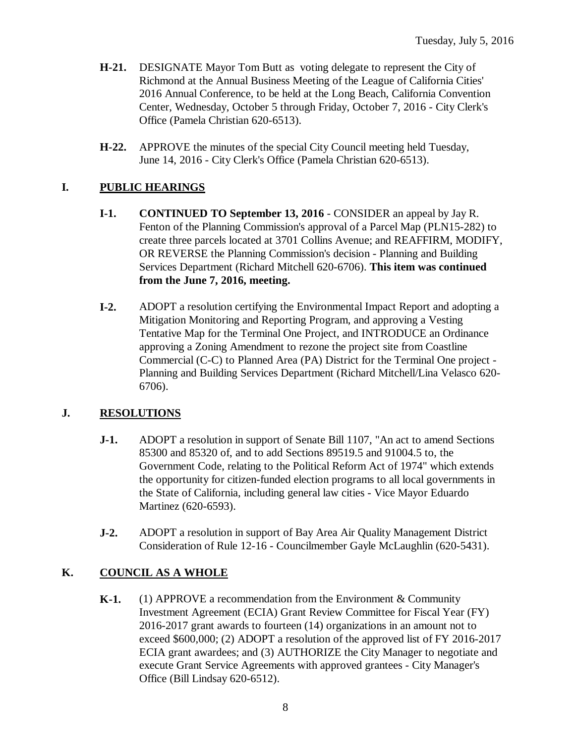**H-21.** DESIGNATE Mayor Tom Butt as voting delegate to represent the City of Richmond at the Annual Business Meeting of the League of California Cities' 2016 Annual Conference, to be held at the Long Beach, California Convention Center, Wednesday, October 5 through Friday, October 7, 2016 - City Clerk's Office (Pamela Christian 620-6513).

**H-22.** APPROVE the minutes of the special City Council meeting held Tuesday, June 14, 2016 - City Clerk's Office (Pamela Christian 620-6513).

## I. PUBLIC HEARINGS

**I-1.** **CONTINUED TO September 13, 2016** - CONSIDER an appeal by Jay R. Fenton of the Planning Commission's approval of a Parcel Map (PLN15-282) to create three parcels located at 3701 Collins Avenue; and REAFFIRM, MODIFY, OR REVERSE the Planning Commission's decision - Planning and Building Services Department (Richard Mitchell 620-6706). **This item was continued from the June 7, 2016, meeting.**

**I-2.** ADOPT a resolution certifying the Environmental Impact Report and adopting a Mitigation Monitoring and Reporting Program, and approving a Vesting Tentative Map for the Terminal One Project, and INTRODUCE an Ordinance approving a Zoning Amendment to rezone the project site from Coastline Commercial (C-C) to Planned Area (PA) District for the Terminal One project - Planning and Building Services Department (Richard Mitchell/Lina Velasco 620-6706).

## J. RESOLUTIONS

**J-1.** ADOPT a resolution in support of Senate Bill 1107, "An act to amend Sections 85300 and 85320 of, and to add Sections 89519.5 and 91004.5 to, the Government Code, relating to the Political Reform Act of 1974" which extends the opportunity for citizen-funded election programs to all local governments in the State of California, including general law cities - Vice Mayor Eduardo Martinez (620-6593).

**J-2.** ADOPT a resolution in support of Bay Area Air Quality Management District Consideration of Rule 12-16 - Councilmember Gayle McLaughlin (620-5431).

## K. COUNCIL AS A WHOLE

**K-1.** (1) APPROVE a recommendation from the Environment & Community Investment Agreement (ECIA) Grant Review Committee for Fiscal Year (FY) 2016-2017 grant awards to fourteen (14) organizations in an amount not to exceed $600,000; (2) ADOPT a resolution of the approved list of FY 2016-2017 ECIA grant awardees; and (3) AUTHORIZE the City Manager to negotiate and execute Grant Service Agreements with approved grantees - City Manager's Office (Bill Lindsay 620-6512).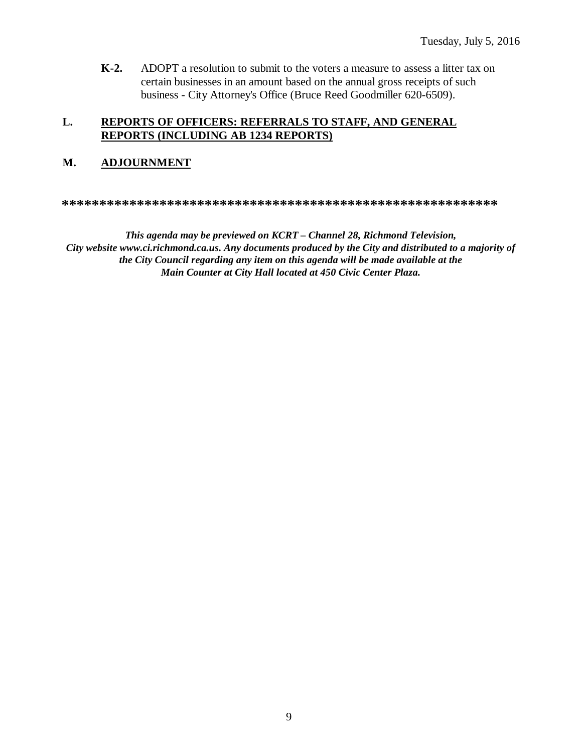**K-2.** ADOPT a resolution to submit to the voters a measure to assess a litter tax on certain businesses in an amount based on the annual gross receipts of such business - City Attorney's Office (Bruce Reed Goodmiller 620-6509).

## L. REPORTS OF OFFICERS: REFERRALS TO STAFF, AND GENERAL REPORTS (INCLUDING AB 1234 REPORTS)

## M. ADJOURNMENT

**********************************************************

***This agenda may be previewed on KCRT – Channel 28, Richmond Television, City website www.ci.richmond.ca.us. Any documents produced by the City and distributed to a majority of the City Council regarding any item on this agenda will be made available at the Main Counter at City Hall located at 450 Civic Center Plaza.***